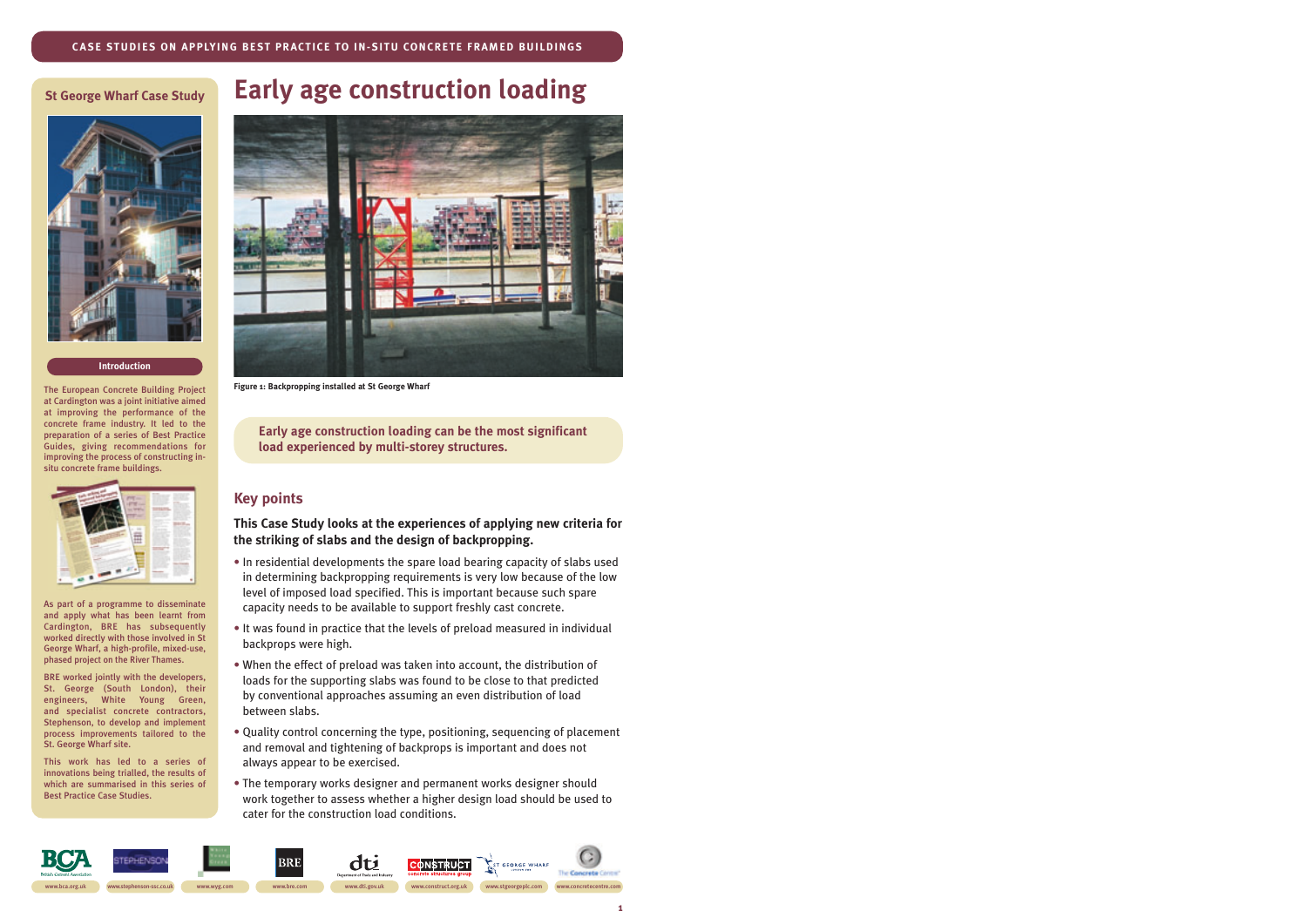CASE STUDIES ON APPLYING BEST PRACTICE TO IN-SITU CONCRETE FRAMED BUILDINGS

# Early age construction loading

Figure 1: Backpropping installed at St George Wharf

**Early age construction loading can be the most significant load experienced by multi-storey structures.**

## Key points

**This Case Study looks at the experiences of applying new criteria for the striking of slabs and the design of backpropping.**

- In residential developments the spare load bearing capacity of slabs used in determining backpropping requirements is very low because of the low level of imposed load specified. This is important because such spare capacity needs to be available to support freshly cast concrete.
- It was found in practice that the levels of preload measured in individual backprops were high.
- When the effect of preload was taken into account, the distribution of loads for the supporting slabs was found to be close to that predicted by conventional approaches assuming an even distribution of load between slabs.
- Quality control concerning the type, positioning, sequencing of placement and removal and tightening of backprops is important and does not always appear to be exercised.
- The temporary works designer and permanent works designer should work together to assess whether a higher design load should be used to cater for the construction load conditions.

## St George Wharf Case Study

### Introduction

The European Concrete Building Project at Cardington was a joint initiative aimed at improving the performance of the concrete frame industry. It led to the preparation of a series of Best Practice Guides, giving recommendations for improving the process of constructing in-situ concrete frame buildings.

As part of a programme to disseminate and apply what has been learnt from Cardington, BRE has subsequently worked directly with those involved in St George Wharf, a high-profile, mixed-use, phased project on the River Thames.

BRE worked jointly with the developers, St. George (South London), their engineers, White Young Green, and specialist concrete contractors, Stephenson, to develop and implement process improvements tailored to the St. George Wharf site.

This work has led to a series of innovations being trialled, the results of which are summarised in this series of Best Practice Case Studies.

www.bca.org.uk | www.stephenson-ssc.co.uk | www.wyg.com | www.bre.com | www.dti.gov.uk | www.construct.org.uk | www.stgeorgeplc.com | www.concretecentre.com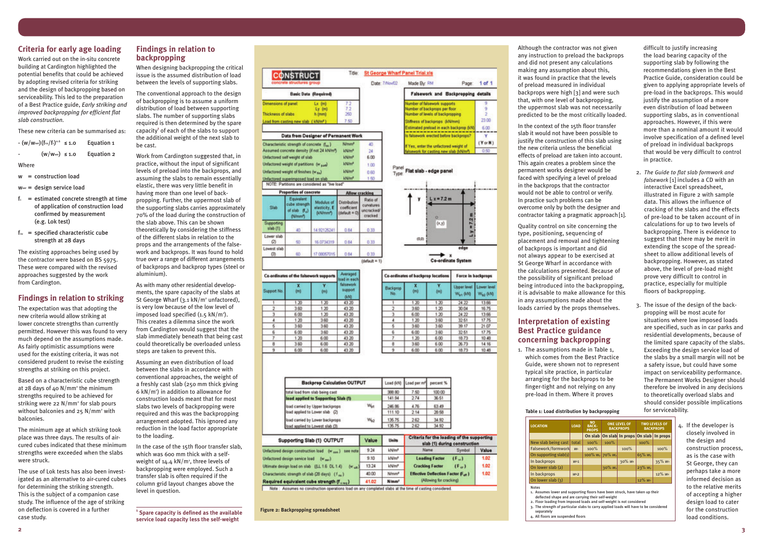## Criteria for early age loading

Work carried out on the in-situ concrete building at Cardington highlighted the potential benefits that could be achieved by adopting revised criteria for striking and the design of backpropping based on serviceability. This led to the preparation of a Best Practice guide, *Early striking and improved backpropping for efficient flat slab construction*.

These new criteria can be summarised as:

- $(w/w_{ser})(f_{cu}/f_c)^{0.6} \le 1.0$ Equation 1
- $(w/w_{ser}) \le 1.0$ Equation 2

Where

$w$ = construction load

$w_{ser}$ = design service load

$f_c$ = estimated concrete strength at time of application of construction load confirmed by measurement (e.g. Lok test)

$f_{cu}$ = specified characteristic cube strength at 28 days

The existing approaches being used by the contractor were based on BS 5975. These were compared with the revised approaches suggested by the work from Cardington.

## Findings in relation to striking

The expectation was that adopting the new criteria would allow striking at lower concrete strengths than currently permitted. However this was found to very much depend on the assumptions made. As fairly optimistic assumptions were used for the existing criteria, it was not considered prudent to revise the existing strengths at striking on this project.

Based on a characteristic cube strength at 28 days of 40 N/mm² the minimum strengths required to be achieved for striking were 22 N/mm² for slab pours without balconies and 25 N/mm² with balconies.

The minimum age at which striking took place was three days. The results of air-cured cubes indicated that these minimum strengths were exceeded when the slabs were struck.

The use of Lok tests has also been investigated as an alternative to air-cured cubes for determining the striking strength. This is the subject of a companion case study. The influence of the age of striking on deflection is covered in a further case study.

## Findings in relation to backpropping

When designing backpropping the critical issue is the assumed distribution of load between the levels of supporting slabs.

The conventional approach to the design of backpropping is to assume a uniform distribution of load between supporting slabs. The number of supporting slabs required is then determined by the spare capacity[1] of each of the slabs to support the additional weight of the next slab to be cast.

Work from Cardington suggested that, in practice, without the input of significant levels of preload into the backprops, and assuming the slabs to remain essentially elastic, there was very little benefit in having more than one level of backpropping. Further, the uppermost slab of the supporting slabs carries approximately 70% of the load during the construction of the slab above. This can be shown theoretically by considering the stiffness of the different slabs in relation to the props and the arrangements of the falsework and backprops. It was found to hold true over a range of different arrangements of backprops and backprop types (steel or aluminium).

As with many other residential developments, the spare capacity of the slabs at St George Wharf (3.1 kN/m² unfactored), is very low because of the low level of imposed load specified (1.5 kN/m²). This creates a dilemma since the work from Cardington would suggest that the slab immediately beneath that being cast could theoretically be overloaded unless steps are taken to prevent this.

Assuming an even distribution of load between the slabs in accordance with conventional approaches, the weight of a freshly cast slab (250 mm thick giving 6 kN/m²) in addition to allowance for construction loads meant that for most slabs two levels of backpropping were required and this was the backpropping arrangement adopted. This ignored any reduction in the load factor appropriate to the loading.

In the case of the 15th floor transfer slab, which was 600 mm thick with a self-weight of 14.4 kN/m², three levels of backpropping were employed. Such a transfer slab is often required if the column grid layout changes above the level in question.

[1] Spare capacity is defined as the available service load capacity less the self-weight

**CONSTRUCT** concrete structures group — Title: St George Wharf Panel Trial.xls — Date: 7/Nov/02 — Made By: RM — Page: 1 of 1

| Basic Data (Required) | | |
|---|---|---|
| Dimensions of panel | Lx (m) | 7.2 |
| | Ly (m) | 7.2 |
| Thickness of slabs | h (mm) | 250 |
| Load from casting new slab (kN/m²) | | 7.50 |

| Falsework and Backpropping details | |
|---|---|
| Number of falsework supports | 9 |
| Number of backprops per floor | 9 |
| Number of levels of backpropping | 2 |
| Stiffness of backprops (kN/mm) | 23.00 |
| Estimated preload in each backprop (kN) | 6.00 |
| Is falsework erected before backprops? | Y |
| If Yes, enter the unfactored weight of falsework for casting new slab (kN/m²) | 0.50 |

| Data from Designer of Permanent Work | | |
|---|---|---|
| Characteristic strength of concrete ($f_{cu}$) | N/mm² | 40 |
| Assumed concrete density (if not 24 kN/m³) | kN/m³ | 24 |
| Unfactored self weight of slab | kN/m² | 6.00 |
| Unfactored weight of partitions ($w_{part}$) | kN/m² | 1.00 |
| Unfactored weight of finishes ($w_{fin}$) | kN/m² | 0.60 |
| Unfactored superimposed load on slab | kN/m² | 1.50 |

NOTE: Partitions are considered as "live load"

Panel Type: Flat slab - edge panel

| Slab | Equivalent cube strength of slab ($F_c$) (N/mm²) | Modulus of elasticity, E (kN/mm²) | Distribution support coefficient (default = 0) | Ratio of curvatures uncracked/cracked |
|---|---|---|---|---|
| Supporting slab (1) | 40 | 14.92125241 | 0.84 | 0.33 |
| Lower slab (2) | 50 | 16.0734319 | 0.84 | 0.33 |
| Lowest slab (3) | 60 | 17.08057015 | 0.84 | 0.33 |

(default = 1)

| Support No. | X (m) | Y (m) | Averaged load in each falsework support (kN) |
|---|---|---|---|
| 1 | 1.20 | 1.20 | 43.20 |
| 2 | 3.60 | 1.20 | 43.20 |
| 3 | 6.00 | 1.20 | 43.20 |
| 4 | 1.20 | 3.60 | 43.20 |
| 5 | 3.60 | 3.60 | 43.20 |
| 6 | 6.00 | 3.60 | 43.20 |
| 7 | 1.20 | 6.00 | 43.20 |
| 8 | 3.60 | 6.00 | 43.20 |
| 9 | 6.00 | 6.00 | 43.20 |

| Backprop No. | X (m) | Y (m) | Upper level $W_{b1}$ (kN) | Lower level $W_{b2}$ (kN) |
|---|---|---|---|---|
| 1 | 1.20 | 1.20 | 24.22 | 13.66 |
| 2 | 3.60 | 1.20 | 30.04 | 16.75 |
| 3 | 6.00 | 1.20 | 24.22 | 13.66 |
| 4 | 1.20 | 3.60 | 32.51 | 17.75 |
| 5 | 3.60 | 3.60 | 39.17 | 21.07 |
| 6 | 6.00 | 3.60 | 32.51 | 17.75 |
| 7 | 1.20 | 6.00 | 18.73 | 10.48 |
| 8 | 3.60 | 6.00 | 26.73 | 14.16 |
| 9 | 6.00 | 6.00 | 18.73 | 10.48 |

| Backprop Calculation OUTPUT | | Load (kN) | Load per m² | percent % |
|---|---|---|---|---|
| total load from slab being cast | | 388.80 | 7.50 | 100.00 |
| load applied to Supporting Slab (1) | | 141.94 | 2.74 | 36.51 |
| load carried by Upper backprops | $W_{b1}$ | 246.86 | 4.76 | 63.49 |
| load applied to Lower slab (2) | | 111.10 | 2.14 | 28.58 |
| load carried by Lower backprops | $W_{b2}$ | 135.75 | 2.62 | 34.92 |
| load applied to Lowest slab (3) | | 135.75 | 2.62 | 34.92 |

| Supporting Slab (1) OUTPUT | Value | Units |
|---|---|---|
| Unfactored design construction load ($w_{con}$) see note | 9.24 | kN/m² |
| Unfactored design service load ($w_{ser}$) | 9.10 | kN/m² |
| Ultimate design load on slab (0.LL 1.6 DL 1.4) ($w_{ult}$) | 13.24 | kN/m² |
| Characteristic strength of slab (28 days) ($f_{cu}$) | 40.00 | N/mm² |
| Required equivalent cube strength ($f_{c,req}$) | 41.02 | N/mm² |

| Criteria for the loading of the supporting slab (1) during construction | | |
|---|---|---|
| Name | Symbol | Value |
| Loading Factor | ($F_w$) | 1.02 |
| Cracking Factor | ($F_{cr}$) | 1.02 |
| Effective Deflection Factor ($F_{eff}$) | | 1.02 |
| (Allowing for cracking) | | |

Note: Assumes no construction operations load on any completed slabs at the time of casting considered.

Figure 2: Backpropping spreadsheet

Although the contractor was not given any instruction to preload the backprops and did not present any calculations making any assumption about this, it was found in practice that the levels of preload measured in individual backprops were high [3] and were such that, with one level of backpropping, the uppermost slab was not necessarily predicted to be the most critically loaded.

In the context of the 15th floor transfer slab it would not have been possible to justify the construction of this slab using the new criteria unless the beneficial effects of preload are taken into account. This again creates a problem since the permanent works designer would be faced with specifying a level of preload in the backprops that the contractor would not be able to control or verify. In practice such problems can be overcome only by both the designer and contractor taking a pragmatic approach [1].

Quality control on site concerning the type, positioning, sequencing of placement and removal and tightening of backprops is important and did not always appear to be exercised at St George Wharf in accordance with the calculations presented. Because of the possibility of significant preload being introduced into the backpropping, it is advisable to make allowance for this in any assumptions made about the loads carried by the props themselves.

## Interpretation of existing Best Practice guidance concerning backpropping

1. The assumptions made in Table 1, which comes from the Best Practice Guide, were shown not to represent typical site practice, in particular arranging for the backprops to be finger-tight and not relying on any pre-load in them. Where it proves difficult to justify increasing the load bearing capacity of the supporting slab by following the recommendations given in the Best Practice Guide, consideration could be given to applying appropriate levels of pre-load in the backprops. This would justify the assumption of a more even distribution of load between supporting slabs, as in conventional approaches. However, if this were more than a nominal amount it would involve specification of a defined level of preload in individual backprops that would be very difficult to control in practice.
2. *The Guide to flat slab formwork and falsework* [1] includes a CD with an interactive Excel spreadsheet, illustrated in Figure 2 with sample data. This allows the influence of cracking of the slabs and the effects of pre-load to be taken account of in calculations for up to two levels of backpropping. There is evidence to suggest that there may be merit in extending the scope of the spreadsheet to allow additional levels of backpropping. However, as stated above, the level of pre-load might prove very difficult to control in practice, especially for multiple floors of backpropping.
3. The issue of the design of the backpropping will be most acute for situations where low imposed loads are specified, such as in car parks and residential developments, because of the limited spare capacity of the slabs. Exceeding the design service load of the slabs by a small margin will not be a safety issue, but could have some impact on serviceability performance. The Permanent Works Designer should therefore be involved in any decisions to theoretically overload slabs and should consider possible implications for serviceability.
4. If the developer is closely involved in the design and construction process, as is the case with St George, they can perhaps take a more informed decision as to the relative merits of accepting a higher design load to cater for the construction load conditions.

**Table 1: Load distribution by backpropping**

| Location | Load | No backprops | One level of backprops | | Two levels of backprops | |
|---|---|---|---|---|---|---|
| | | | On slab | In props | On slab | In props |
| New slab being cast | total | 100% | 100% | | 100% | |
| Falsework/formwork | $w_c$ | 100% | | 100% | | 100% |
| On supporting slab(1) | | 100% $w_c$ | 70% $w_c$ | | 65% $w_c$ | |
| In backprops | $w_{b1}$ | | | 30% $w_c$ | | 35% $w_c$ |
| On lower slab (2) | | | 30% $w_c$ | | 23% $w_c$ | |
| In backprops | $w_{b2}$ | | | | | 12% $w_c$ |
| On lower slab (3) | | | | | 12% $w_c$ | |

Notes

1. Assumes lower and supporting floors have been struck, have taken up their deflected shape and are carrying their self-weight
2. Floor loading from imposed loads and self-weight is not considered
3. The strength of particular slabs to carry applied loads will have to be considered separately
4. All floors are suspended floors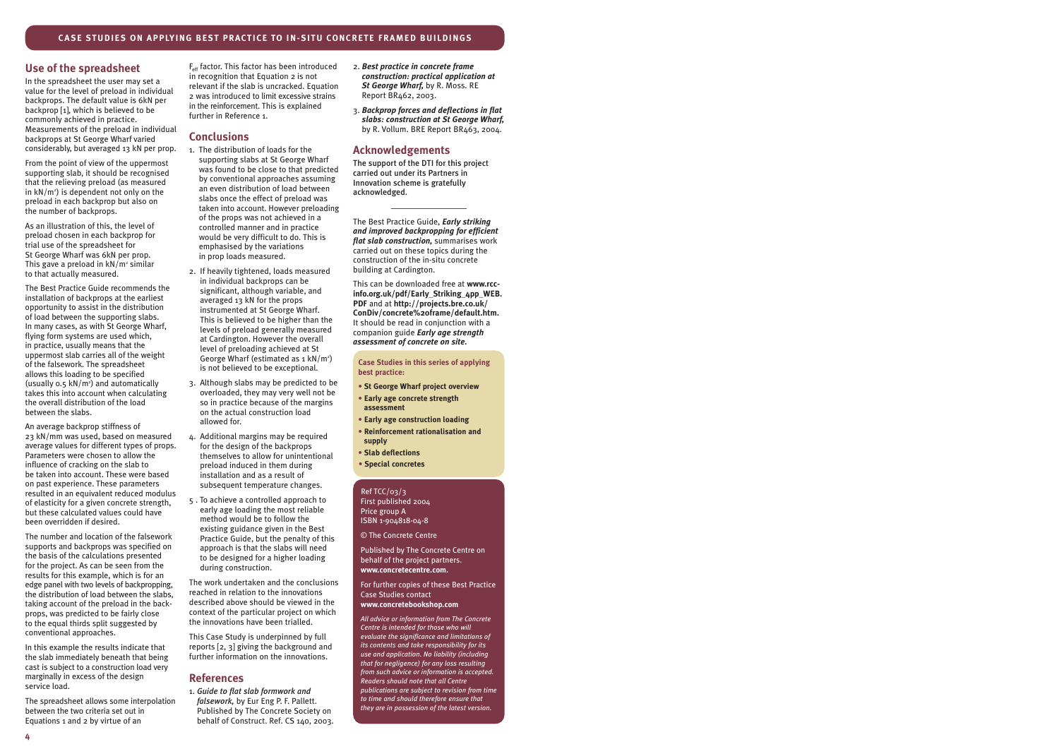## Use of the spreadsheet

In the spreadsheet the user may set a value for the level of preload in individual backprops. The default value is 6kN per backprop [1], which is believed to be commonly achieved in practice. Measurements of the preload in individual backprops at St George Wharf varied considerably, but averaged 13 kN per prop.

From the point of view of the uppermost supporting slab, it should be recognised that the relieving preload (as measured in $kN/m^2$) is dependent not only on the preload in each backprop but also on the number of backprops.

As an illustration of this, the level of preload chosen in each backprop for trial use of the spreadsheet for St George Wharf was 6kN per prop. This gave a preload in $kN/m^2$ similar to that actually measured.

The Best Practice Guide recommends the installation of backprops at the earliest opportunity to assist in the distribution of load between the supporting slabs. In many cases, as with St George Wharf, flying form systems are used which, in practice, usually means that the uppermost slab carries all of the weight of the falsework. The spreadsheet allows this loading to be specified (usually 0.5 $kN/m^2$) and automatically takes this into account when calculating the overall distribution of the load between the slabs.

An average backprop stiffness of 23 kN/mm was used, based on measured average values for different types of props. Parameters were chosen to allow the influence of cracking on the slab to be taken into account. These were based on past experience. These parameters resulted in an equivalent reduced modulus of elasticity for a given concrete strength, but these calculated values could have been overridden if desired.

The number and location of the falsework supports and backprops was specified on the basis of the calculations presented for the project. As can be seen from the results for this example, which is for an edge panel with two levels of backpropping, the distribution of load between the slabs, taking account of the preload in the backprops, was predicted to be fairly close to the equal thirds split suggested by conventional approaches.

In this example the results indicate that the slab immediately beneath that being cast is subject to a construction load very marginally in excess of the design service load.

The spreadsheet allows some interpolation between the two criteria set out in Equations 1 and 2 by virtue of an $F_{eff}$ factor. This factor has been introduced in recognition that Equation 2 is not relevant if the slab is uncracked. Equation 2 was introduced to limit excessive strains in the reinforcement. This is explained further in Reference 1.

## Conclusions

1. The distribution of loads for the supporting slabs at St George Wharf was found to be close to that predicted by conventional approaches assuming an even distribution of load between slabs once the effect of preload was taken into account. However preloading of the props was not achieved in a controlled manner and in practice would be very difficult to do. This is emphasised by the variations in prop loads measured.
2. If heavily tightened, loads measured in individual backprops can be significant, although variable, and averaged 13 kN for the props instrumented at St George Wharf. This is believed to be higher than the levels of preload generally measured at Cardington. However the overall level of preloading achieved at St George Wharf (estimated as 1 $kN/m^2$) is not believed to be exceptional.
3. Although slabs may be predicted to be overloaded, they may very well not be so in practice because of the margins on the actual construction load allowed for.
4. Additional margins may be required for the design of the backprops themselves to allow for unintentional preload induced in them during installation and as a result of subsequent temperature changes.
5. To achieve a controlled approach to early age loading the most reliable method would be to follow the existing guidance given in the Best Practice Guide, but the penalty of this approach is that the slabs will need to be designed for a higher loading during construction.

The work undertaken and the conclusions reached in relation to the innovations described above should be viewed in the context of the particular project on which the innovations have been trialled.

This Case Study is underpinned by full reports [2, 3] giving the background and further information on the innovations.

## References

1. *Guide to flat slab formwork and falsework,* by Eur Eng P. F. Pallett. Published by The Concrete Society on behalf of Construct. Ref. CS 140, 2003.
2. ***Best practice in concrete frame construction: practical application at St George Wharf,*** by R. Moss. RE Report BR462, 2003.
3. ***Backprop forces and deflections in flat slabs: construction at St George Wharf,*** by R. Vollum. BRE Report BR463, 2004.

## Acknowledgements

The support of the DTI for this project carried out under its Partners in Innovation scheme is gratefully acknowledged.

---

The Best Practice Guide, ***Early striking and improved backpropping for efficient flat slab construction,*** summarises work carried out on these topics during the construction of the in-situ concrete building at Cardington.

This can be downloaded free at **www.rcc-info.org.uk/pdf/Early_Striking_4pp_WEB.PDF** and at **http://projects.bre.co.uk/ConDiv/concrete%20frame/default.htm.** It should be read in conjunction with a companion guide ***Early age strength assessment of concrete on site.***

**Case Studies in this series of applying best practice:**

- **St George Wharf project overview**
- **Early age concrete strength assessment**
- **Early age construction loading**
- **Reinforcement rationalisation and supply**
- **Slab deflections**
- **Special concretes**

Ref TCC/03/3
First published 2004
Price group A
ISBN 1-904818-04-8

© The Concrete Centre

Published by The Concrete Centre on behalf of the project partners.
**www.concretecentre.com.**

For further copies of these Best Practice Case Studies contact
**www.concretebookshop.com**

*All advice or information from The Concrete Centre is intended for those who will evaluate the significance and limitations of its contents and take responsibility for its use and application. No liability (including that for negligence) for any loss resulting from such advice or information is accepted. Readers should note that all Centre publications are subject to revision from time to time and should therefore ensure that they are in possession of the latest version.*